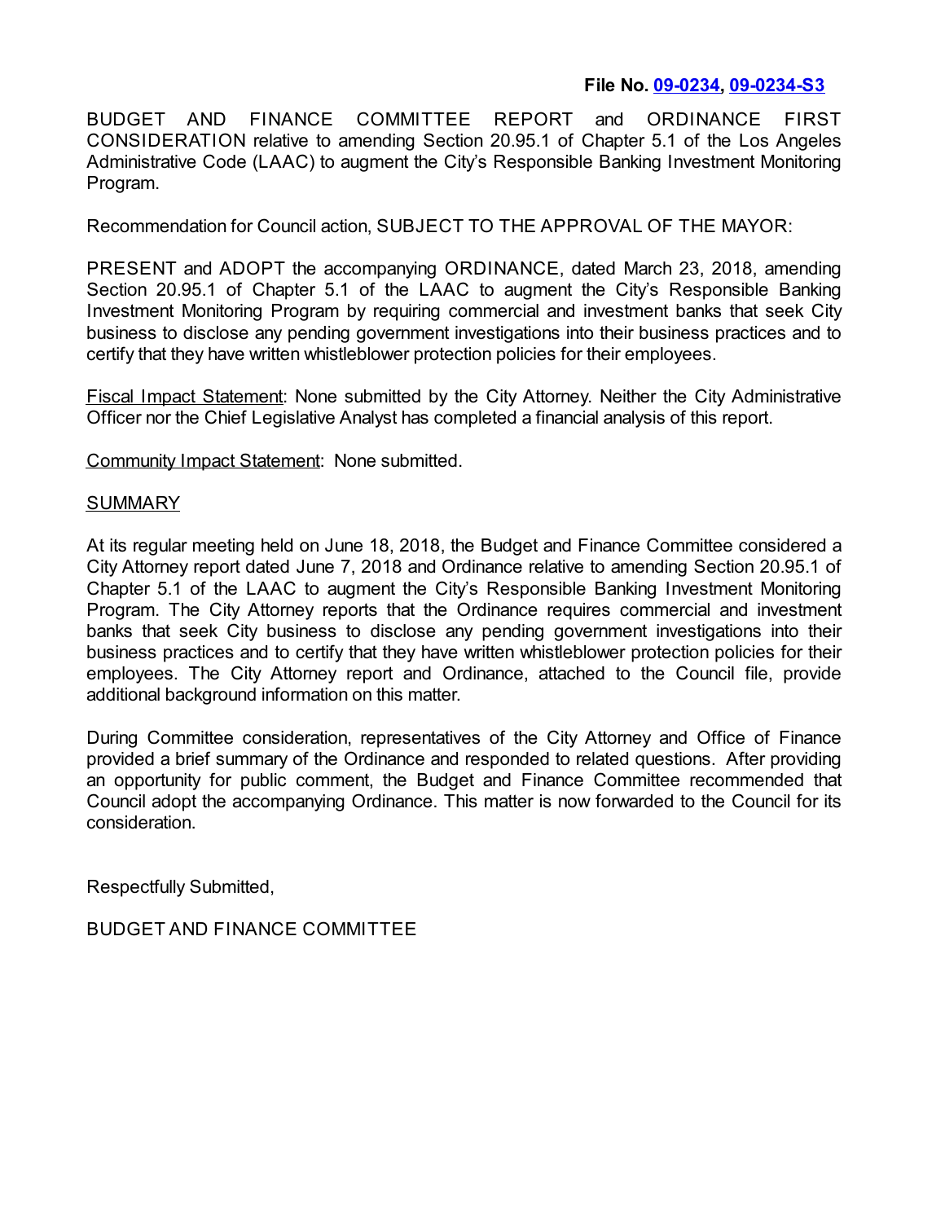**File No. [09-0234](09-0234), [09-0234-S3](09-0234-S3)**

BUDGET AND FINANCE COMMITTEE REPORT and ORDINANCE FIRST CONSIDERATION relative to amending Section 20.95.1 of Chapter 5.1 of the Los Angeles Administrative Code (LAAC) to augment the City's Responsible Banking Investment Monitoring Program.

Recommendation for Council action, SUBJECT TO THE APPROVAL OF THE MAYOR:

PRESENT and ADOPT the accompanying ORDINANCE, dated March 23, 2018, amending Section 20.95.1 of Chapter 5.1 of the LAAC to augment the City's Responsible Banking Investment Monitoring Program by requiring commercial and investment banks that seek City business to disclose any pending government investigations into their business practices and to certify that they have written whistleblower protection policies for their employees.

<u>Fiscal Impact Statement</u>: None submitted by the City Attorney. Neither the City Administrative Officer nor the Chief Legislative Analyst has completed a financial analysis of this report.

<u>Community Impact Statement</u>: None submitted.

<u>SUMMARY</u>

At its regular meeting held on June 18, 2018, the Budget and Finance Committee considered a City Attorney report dated June 7, 2018 and Ordinance relative to amending Section 20.95.1 of Chapter 5.1 of the LAAC to augment the City's Responsible Banking Investment Monitoring Program. The City Attorney reports that the Ordinance requires commercial and investment banks that seek City business to disclose any pending government investigations into their business practices and to certify that they have written whistleblower protection policies for their employees. The City Attorney report and Ordinance, attached to the Council file, provide additional background information on this matter.

During Committee consideration, representatives of the City Attorney and Office of Finance provided a brief summary of the Ordinance and responded to related questions. After providing an opportunity for public comment, the Budget and Finance Committee recommended that Council adopt the accompanying Ordinance. This matter is now forwarded to the Council for its consideration.

Respectfully Submitted,

BUDGET AND FINANCE COMMITTEE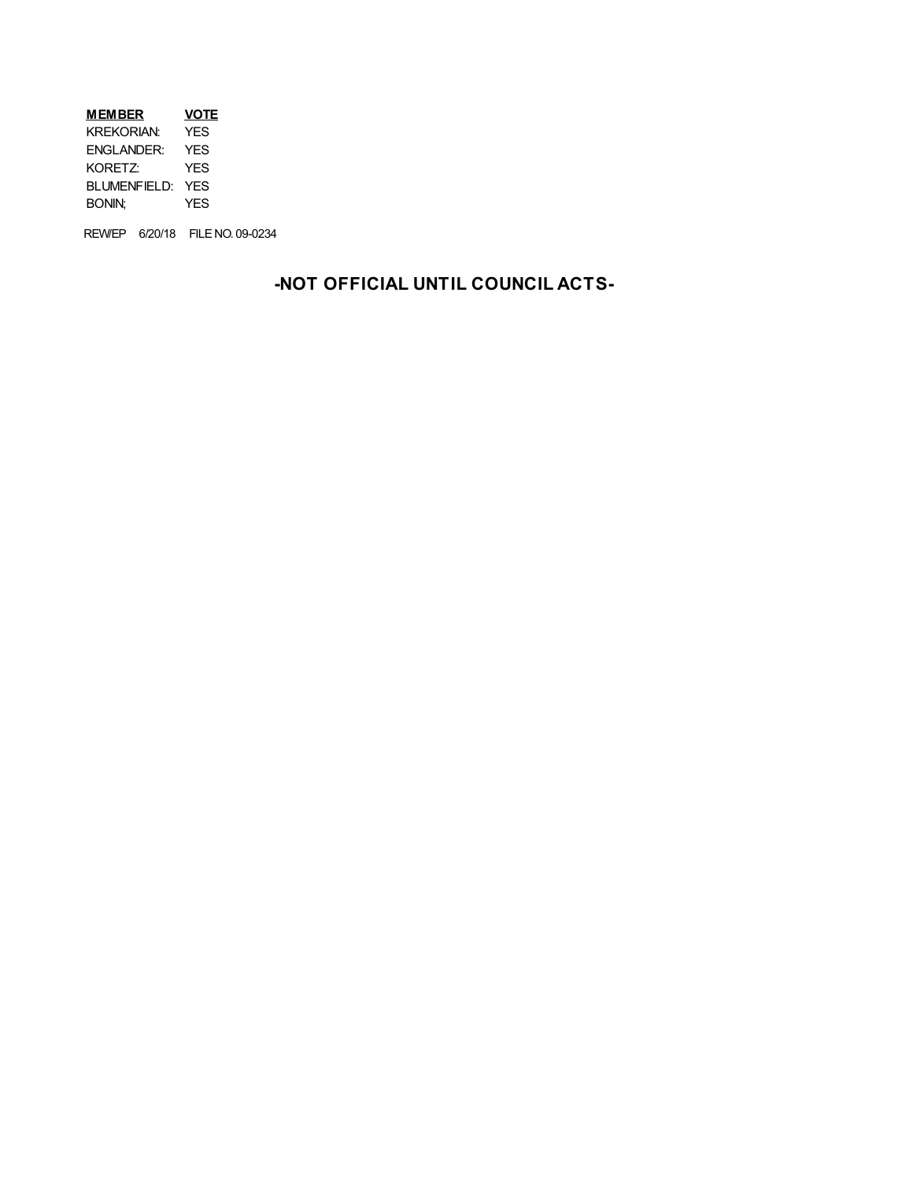| MEMBER | VOTE |
| --- | --- |
| KREKORIAN: | YES |
| ENGLANDER: | YES |
| KORETZ: | YES |
| BLUMENFIELD: | YES |
| BONIN; | YES |

REW/EP 6/20/18 FILE NO. 09-0234

**-NOT OFFICIAL UNTIL COUNCIL ACTS-**